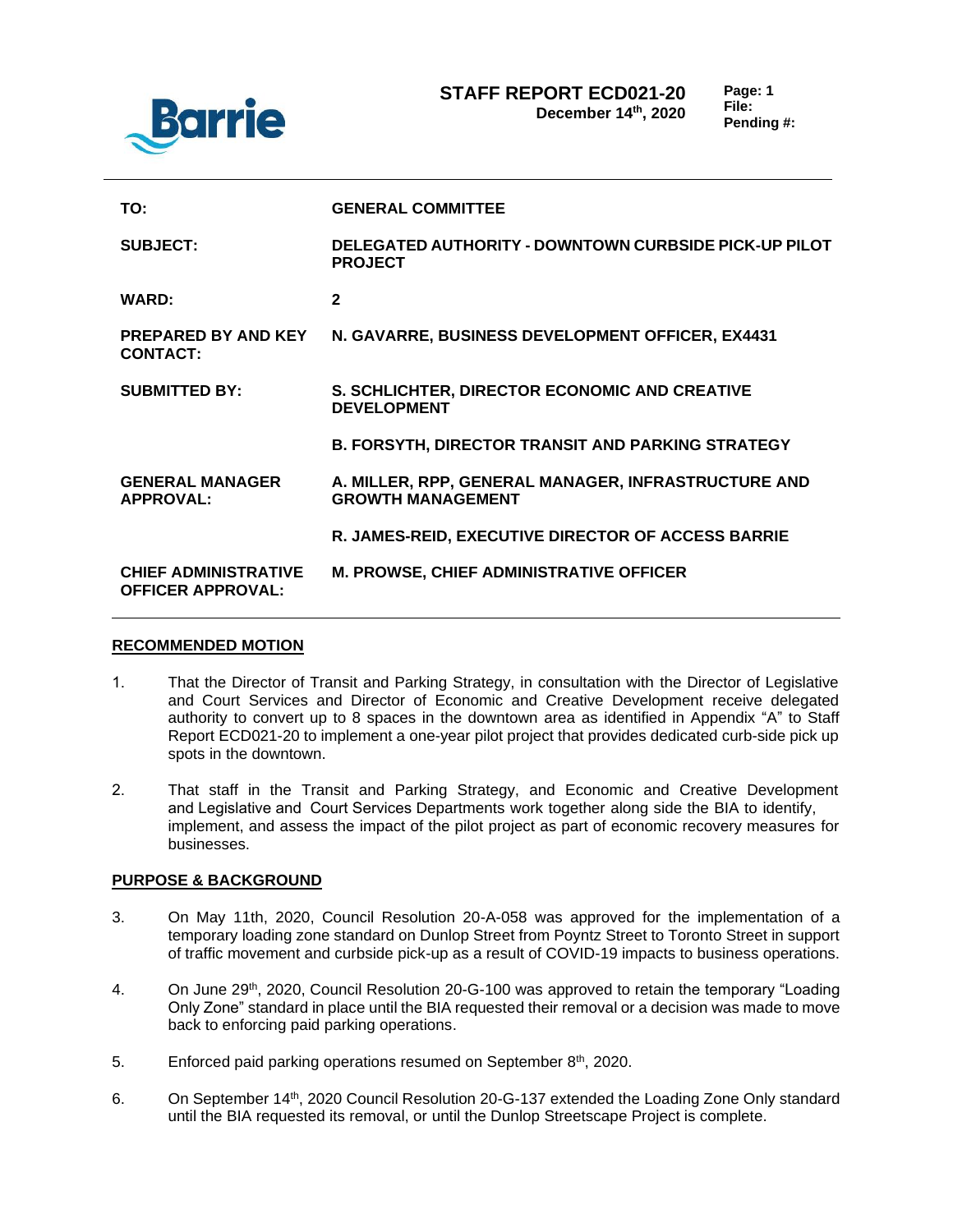# STAFF REPORT ECD021-20

**December 14th, 2020**

**Page: 1**
**File:**
**Pending #:**

| | |
|---|---|
| **TO:** | **GENERAL COMMITTEE** |
| **SUBJECT:** | **DELEGATED AUTHORITY - DOWNTOWN CURBSIDE PICK-UP PILOT PROJECT** |
| **WARD:** | **2** |
| **PREPARED BY AND KEY CONTACT:** | **N. GAVARRE, BUSINESS DEVELOPMENT OFFICER, EX4431** |
| **SUBMITTED BY:** | **S. SCHLICHTER, DIRECTOR ECONOMIC AND CREATIVE DEVELOPMENT** |
| | **B. FORSYTH, DIRECTOR TRANSIT AND PARKING STRATEGY** |
| **GENERAL MANAGER APPROVAL:** | **A. MILLER, RPP, GENERAL MANAGER, INFRASTRUCTURE AND GROWTH MANAGEMENT** |
| | **R. JAMES-REID, EXECUTIVE DIRECTOR OF ACCESS BARRIE** |
| **CHIEF ADMINISTRATIVE OFFICER APPROVAL:** | **M. PROWSE, CHIEF ADMINISTRATIVE OFFICER** |

## RECOMMENDED MOTION

1. That the Director of Transit and Parking Strategy, in consultation with the Director of Legislative and Court Services and Director of Economic and Creative Development receive delegated authority to convert up to 8 spaces in the downtown area as identified in Appendix "A" to Staff Report ECD021-20 to implement a one-year pilot project that provides dedicated curb-side pick up spots in the downtown.

2. That staff in the Transit and Parking Strategy, and Economic and Creative Development and Legislative and Court Services Departments work together along side the BIA to identify, implement, and assess the impact of the pilot project as part of economic recovery measures for businesses.

## PURPOSE & BACKGROUND

3. On May 11th, 2020, Council Resolution 20-A-058 was approved for the implementation of a temporary loading zone standard on Dunlop Street from Poyntz Street to Toronto Street in support of traffic movement and curbside pick-up as a result of COVID-19 impacts to business operations.

4. On June 29th, 2020, Council Resolution 20-G-100 was approved to retain the temporary "Loading Only Zone" standard in place until the BIA requested their removal or a decision was made to move back to enforcing paid parking operations.

5. Enforced paid parking operations resumed on September 8th, 2020.

6. On September 14th, 2020 Council Resolution 20-G-137 extended the Loading Zone Only standard until the BIA requested its removal, or until the Dunlop Streetscape Project is complete.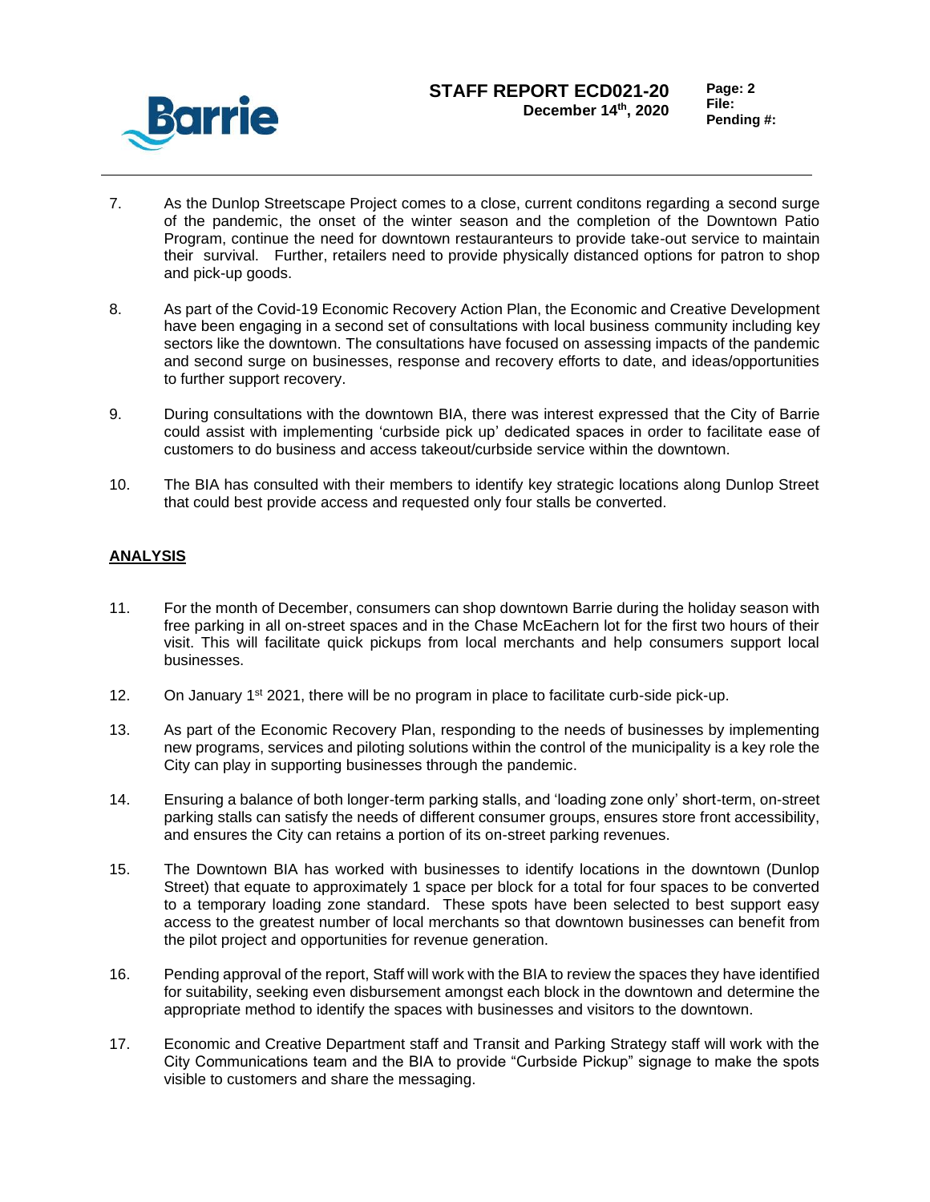7. As the Dunlop Streetscape Project comes to a close, current conditons regarding a second surge of the pandemic, the onset of the winter season and the completion of the Downtown Patio Program, continue the need for downtown restauranteurs to provide take-out service to maintain their survival. Further, retailers need to provide physically distanced options for patron to shop and pick-up goods.

8. As part of the Covid-19 Economic Recovery Action Plan, the Economic and Creative Development have been engaging in a second set of consultations with local business community including key sectors like the downtown. The consultations have focused on assessing impacts of the pandemic and second surge on businesses, response and recovery efforts to date, and ideas/opportunities to further support recovery.

9. During consultations with the downtown BIA, there was interest expressed that the City of Barrie could assist with implementing 'curbside pick up' dedicated spaces in order to facilitate ease of customers to do business and access takeout/curbside service within the downtown.

10. The BIA has consulted with their members to identify key strategic locations along Dunlop Street that could best provide access and requested only four stalls be converted.

## ANALYSIS

11. For the month of December, consumers can shop downtown Barrie during the holiday season with free parking in all on-street spaces and in the Chase McEachern lot for the first two hours of their visit. This will facilitate quick pickups from local merchants and help consumers support local businesses.

12. On January 1st 2021, there will be no program in place to facilitate curb-side pick-up.

13. As part of the Economic Recovery Plan, responding to the needs of businesses by implementing new programs, services and piloting solutions within the control of the municipality is a key role the City can play in supporting businesses through the pandemic.

14. Ensuring a balance of both longer-term parking stalls, and 'loading zone only' short-term, on-street parking stalls can satisfy the needs of different consumer groups, ensures store front accessibility, and ensures the City can retains a portion of its on-street parking revenues.

15. The Downtown BIA has worked with businesses to identify locations in the downtown (Dunlop Street) that equate to approximately 1 space per block for a total for four spaces to be converted to a temporary loading zone standard. These spots have been selected to best support easy access to the greatest number of local merchants so that downtown businesses can benefit from the pilot project and opportunities for revenue generation.

16. Pending approval of the report, Staff will work with the BIA to review the spaces they have identified for suitability, seeking even disbursement amongst each block in the downtown and determine the appropriate method to identify the spaces with businesses and visitors to the downtown.

17. Economic and Creative Department staff and Transit and Parking Strategy staff will work with the City Communications team and the BIA to provide "Curbside Pickup" signage to make the spots visible to customers and share the messaging.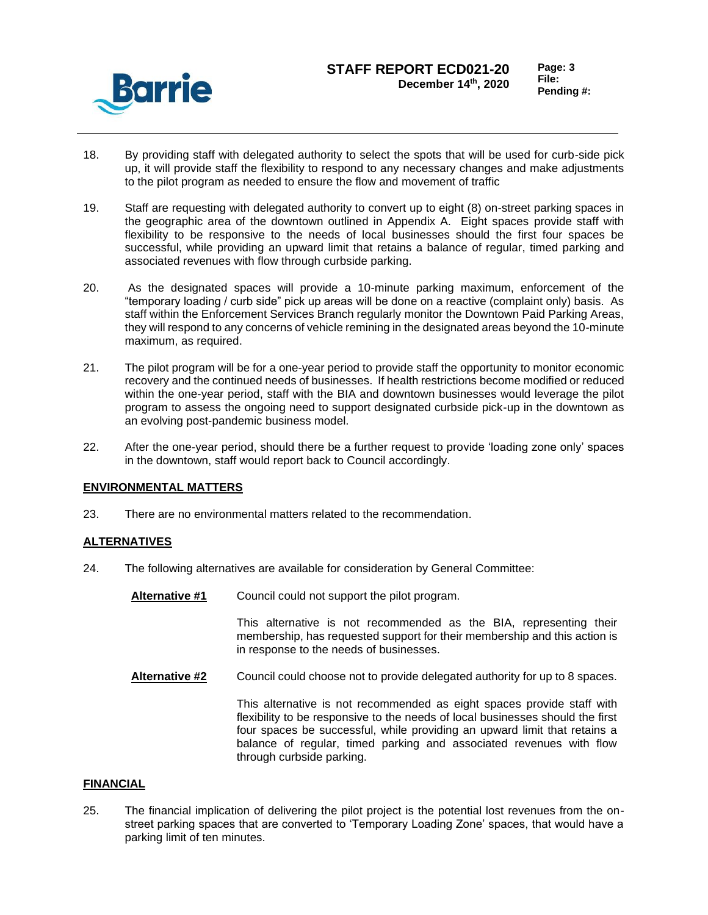18. By providing staff with delegated authority to select the spots that will be used for curb-side pick up, it will provide staff the flexibility to respond to any necessary changes and make adjustments to the pilot program as needed to ensure the flow and movement of traffic

19. Staff are requesting with delegated authority to convert up to eight (8) on-street parking spaces in the geographic area of the downtown outlined in Appendix A. Eight spaces provide staff with flexibility to be responsive to the needs of local businesses should the first four spaces be successful, while providing an upward limit that retains a balance of regular, timed parking and associated revenues with flow through curbside parking.

20. As the designated spaces will provide a 10-minute parking maximum, enforcement of the "temporary loading / curb side" pick up areas will be done on a reactive (complaint only) basis. As staff within the Enforcement Services Branch regularly monitor the Downtown Paid Parking Areas, they will respond to any concerns of vehicle remining in the designated areas beyond the 10-minute maximum, as required.

21. The pilot program will be for a one-year period to provide staff the opportunity to monitor economic recovery and the continued needs of businesses. If health restrictions become modified or reduced within the one-year period, staff with the BIA and downtown businesses would leverage the pilot program to assess the ongoing need to support designated curbside pick-up in the downtown as an evolving post-pandemic business model.

22. After the one-year period, should there be a further request to provide 'loading zone only' spaces in the downtown, staff would report back to Council accordingly.

## ENVIRONMENTAL MATTERS

23. There are no environmental matters related to the recommendation.

## ALTERNATIVES

24. The following alternatives are available for consideration by General Committee:

**Alternative #1** Council could not support the pilot program.

This alternative is not recommended as the BIA, representing their membership, has requested support for their membership and this action is in response to the needs of businesses.

**Alternative #2** Council could choose not to provide delegated authority for up to 8 spaces.

This alternative is not recommended as eight spaces provide staff with flexibility to be responsive to the needs of local businesses should the first four spaces be successful, while providing an upward limit that retains a balance of regular, timed parking and associated revenues with flow through curbside parking.

## FINANCIAL

25. The financial implication of delivering the pilot project is the potential lost revenues from the on-street parking spaces that are converted to 'Temporary Loading Zone' spaces, that would have a parking limit of ten minutes.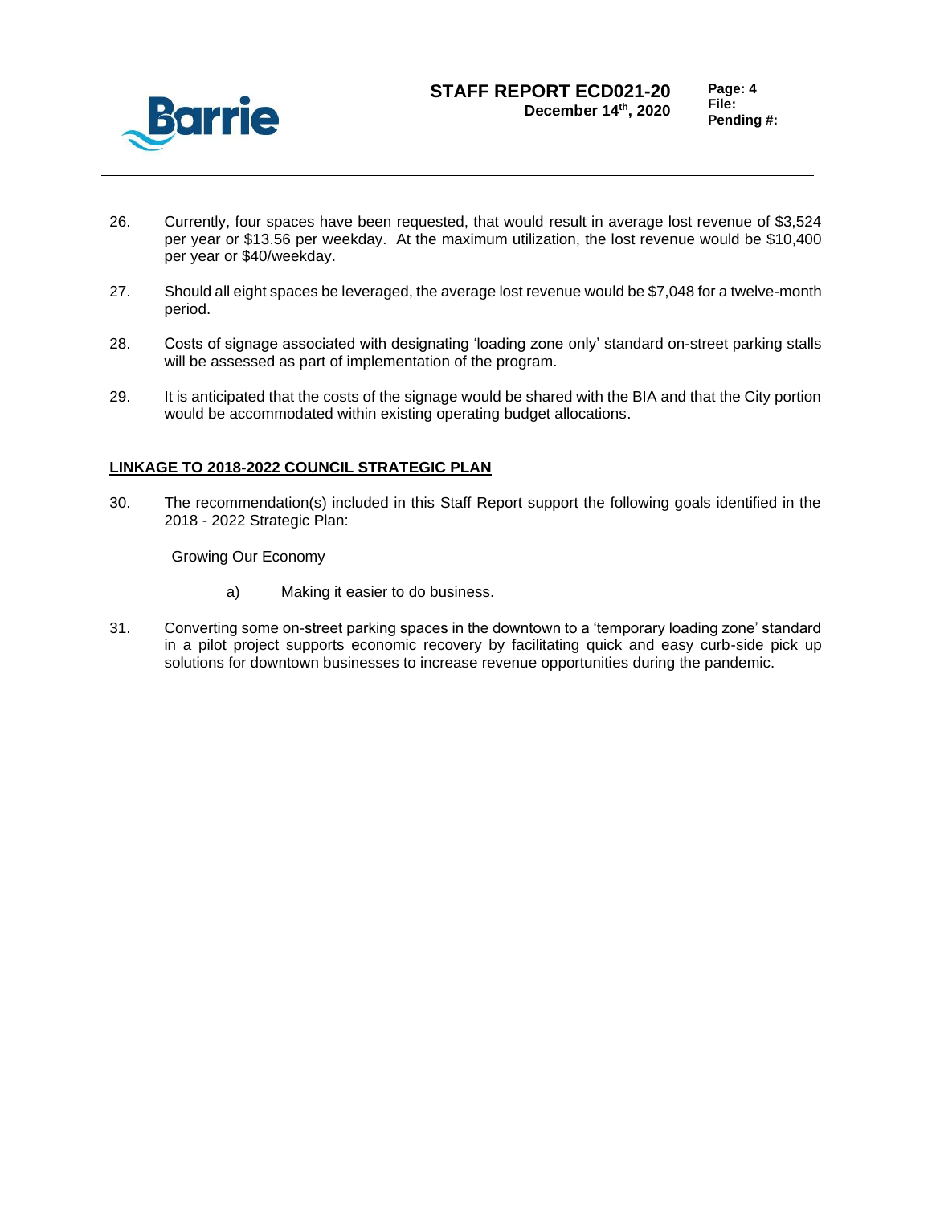26. Currently, four spaces have been requested, that would result in average lost revenue of $3,524 per year or $13.56 per weekday. At the maximum utilization, the lost revenue would be $10,400 per year or $40/weekday.

27. Should all eight spaces be leveraged, the average lost revenue would be $7,048 for a twelve-month period.

28. Costs of signage associated with designating 'loading zone only' standard on-street parking stalls will be assessed as part of implementation of the program.

29. It is anticipated that the costs of the signage would be shared with the BIA and that the City portion would be accommodated within existing operating budget allocations.

## LINKAGE TO 2018-2022 COUNCIL STRATEGIC PLAN

30. The recommendation(s) included in this Staff Report support the following goals identified in the 2018 - 2022 Strategic Plan:

    Growing Our Economy

    a) Making it easier to do business.

31. Converting some on-street parking spaces in the downtown to a 'temporary loading zone' standard in a pilot project supports economic recovery by facilitating quick and easy curb-side pick up solutions for downtown businesses to increase revenue opportunities during the pandemic.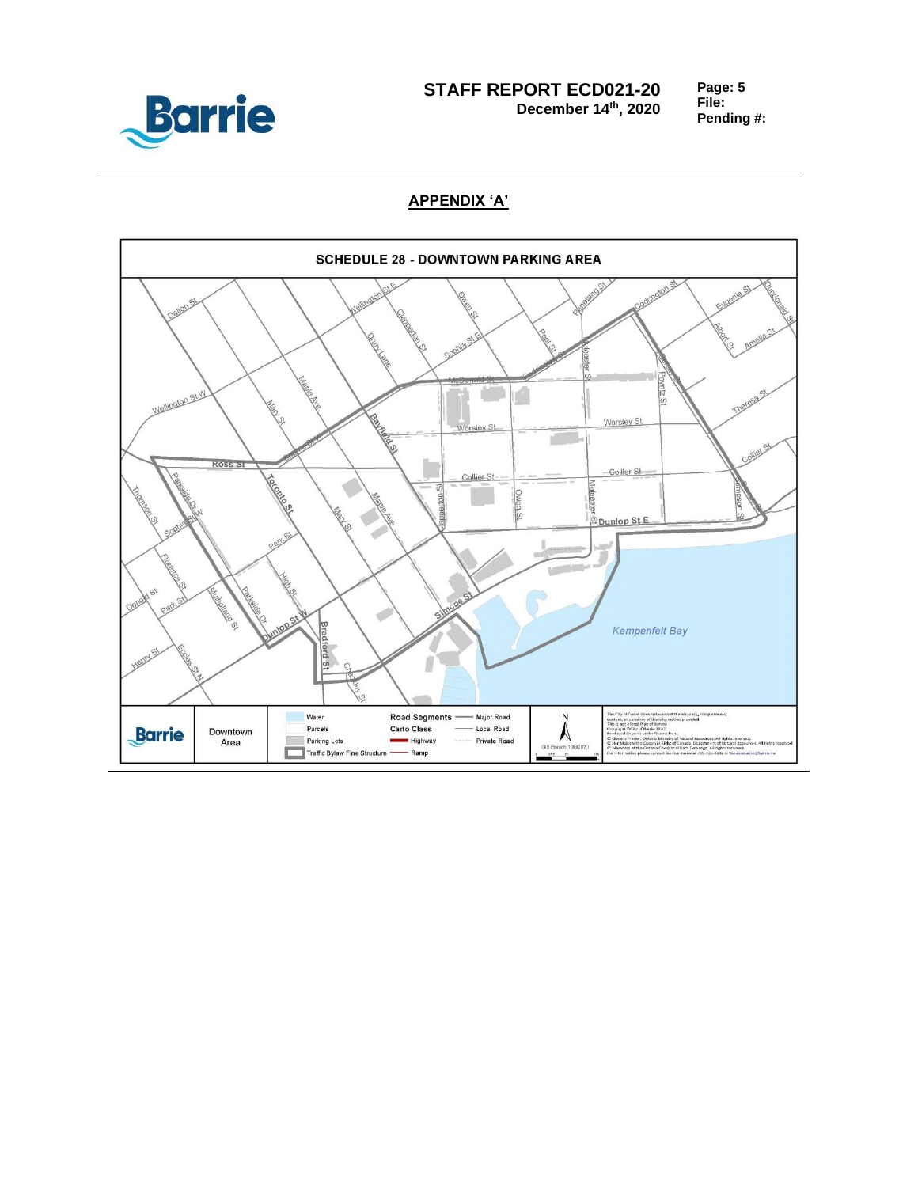## APPENDIX 'A'

SCHEDULE 28 - DOWNTOWN PARKING AREA

Dalton St
Wellington St E
Clapperton St
Owen St
Poyntz St
Codrington St
Eugenia St
Dundonald St
Drury Lane
Sophia St E
Peel St
Mulcaster St
Albert St
Amelia St
McDonald St
Wellington St W
Mary St
Maple Ave
Bayfield St
Worsley St
Theresa St
Sophia St W
Ross St
Collier St
Toronto St
Thomson St
Parkside Dr
Clapperton St
Dunlop St E
Park St
Florence St
Donald St
High St
Simcoe St
Mulholland St
Dunlop St W
Bradford St
Kempenfelt Bay
Henry St
Eccles St N
Checkley St

Barrie | Downtown Area

Water
Parcels
Parking Lots
Traffic Bylaw Fine Structure

Road Segments
Carto Class
Highway
Ramp
Major Road
Local Road
Private Road

N

GIS Branch 10/6/2020